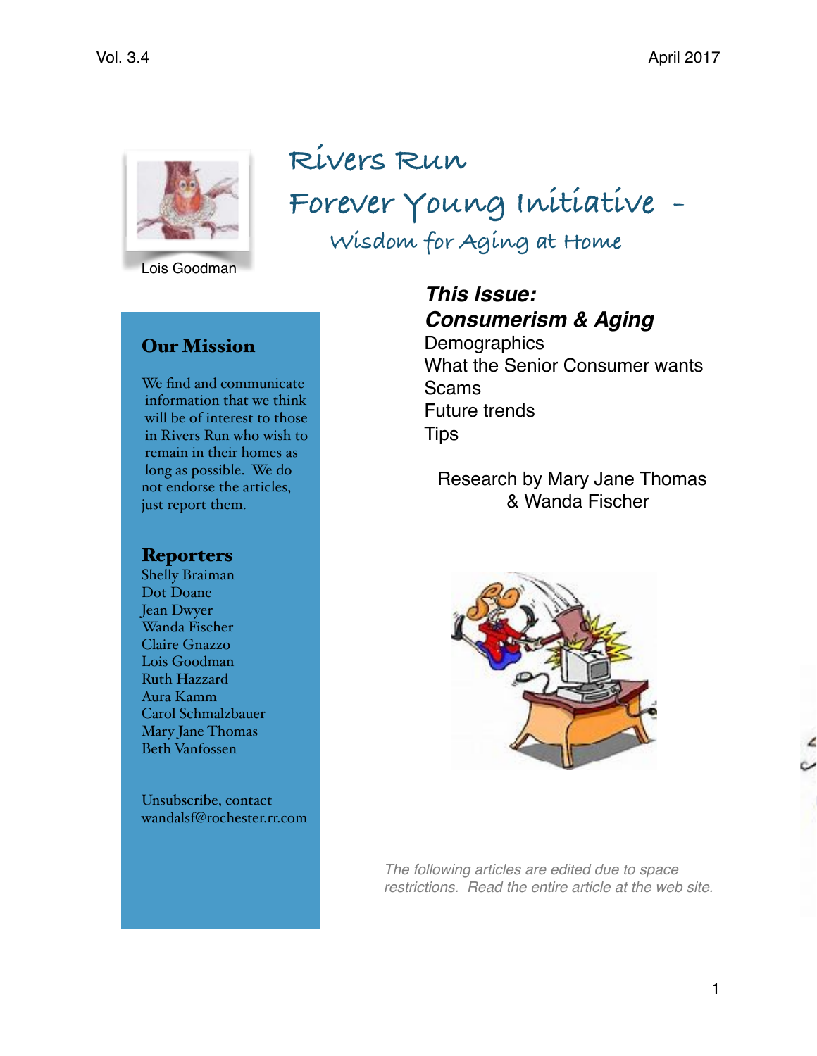# Rivers Run

# Forever Young Initiative –

## Wisdom for Aging at Home

Lois Goodman

## Our Mission

We find and communicate information that we think will be of interest to those in Rivers Run who wish to remain in their homes as long as possible. We do not endorse the articles, just report them.

## Reporters

Shelly Braiman
Dot Doane
Jean Dwyer
Wanda Fischer
Claire Gnazzo
Lois Goodman
Ruth Hazzard
Aura Kamm
Carol Schmalzbauer
Mary Jane Thomas
Beth Vanfossen

Unsubscribe, contact wandalsf@rochester.rr.com

***This Issue:***
***Consumerism & Aging***

Demographics
What the Senior Consumer wants
Scams
Future trends
Tips

Research by Mary Jane Thomas & Wanda Fischer

*The following articles are edited due to space restrictions. Read the entire article at the web site.*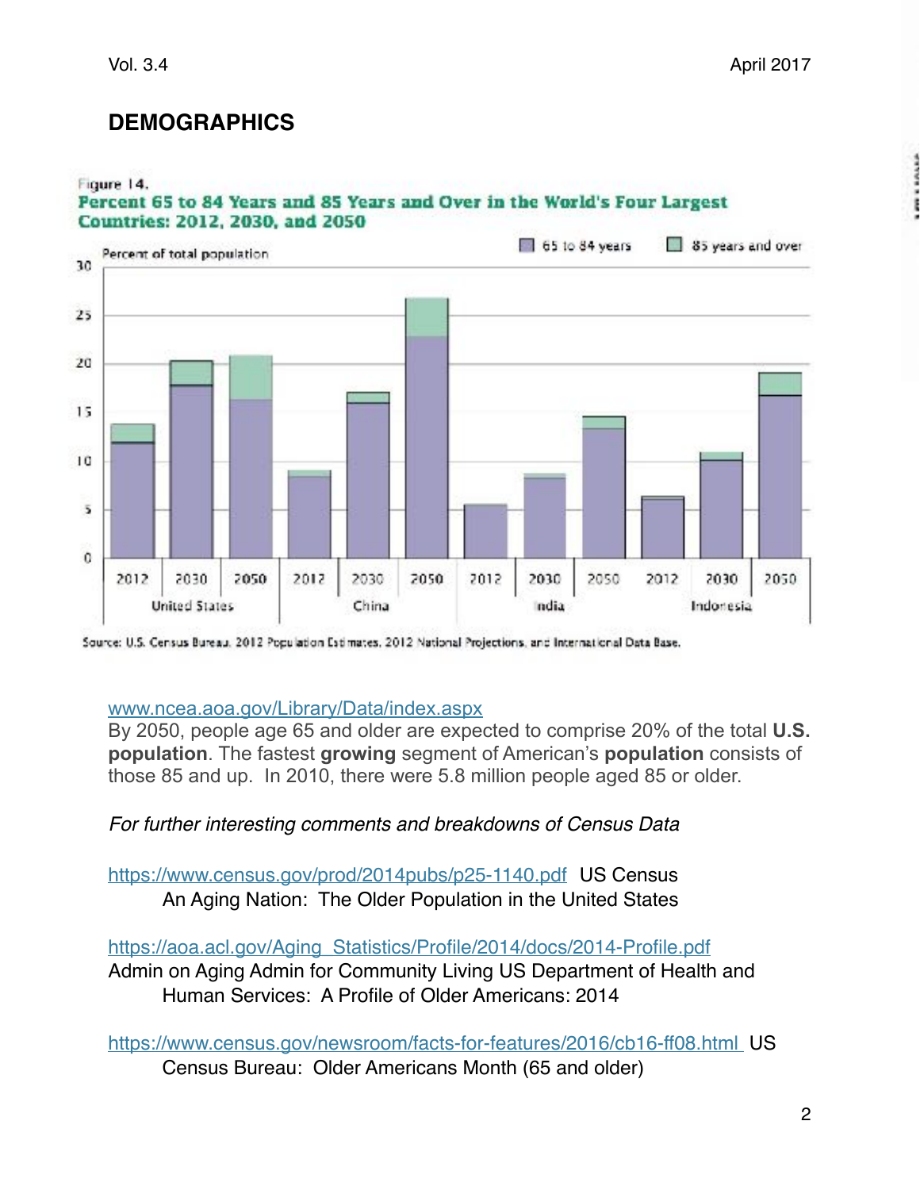## DEMOGRAPHICS

Figure 14.
**Percent 65 to 84 Years and 85 Years and Over in the World's Four Largest Countries: 2012, 2030, and 2050**

Source: U.S. Census Bureau, 2012 Population Estimates, 2012 National Projections, and International Data Base.

[www.ncea.aoa.gov/Library/Data/index.aspx](www.ncea.aoa.gov/Library/Data/index.aspx)
By 2050, people age 65 and older are expected to comprise 20% of the total **U.S. population**. The fastest **growing** segment of American's **population** consists of those 85 and up. In 2010, there were 5.8 million people aged 85 or older.

*For further interesting comments and breakdowns of Census Data*

[https://www.census.gov/prod/2014pubs/p25-1140.pdf](https://www.census.gov/prod/2014pubs/p25-1140.pdf) US Census
An Aging Nation: The Older Population in the United States

[https://aoa.acl.gov/Aging_Statistics/Profile/2014/docs/2014-Profile.pdf](https://aoa.acl.gov/Aging_Statistics/Profile/2014/docs/2014-Profile.pdf)
Admin on Aging Admin for Community Living US Department of Health and Human Services: A Profile of Older Americans: 2014

[https://www.census.gov/newsroom/facts-for-features/2016/cb16-ff08.html](https://www.census.gov/newsroom/facts-for-features/2016/cb16-ff08.html) US Census Bureau: Older Americans Month (65 and older)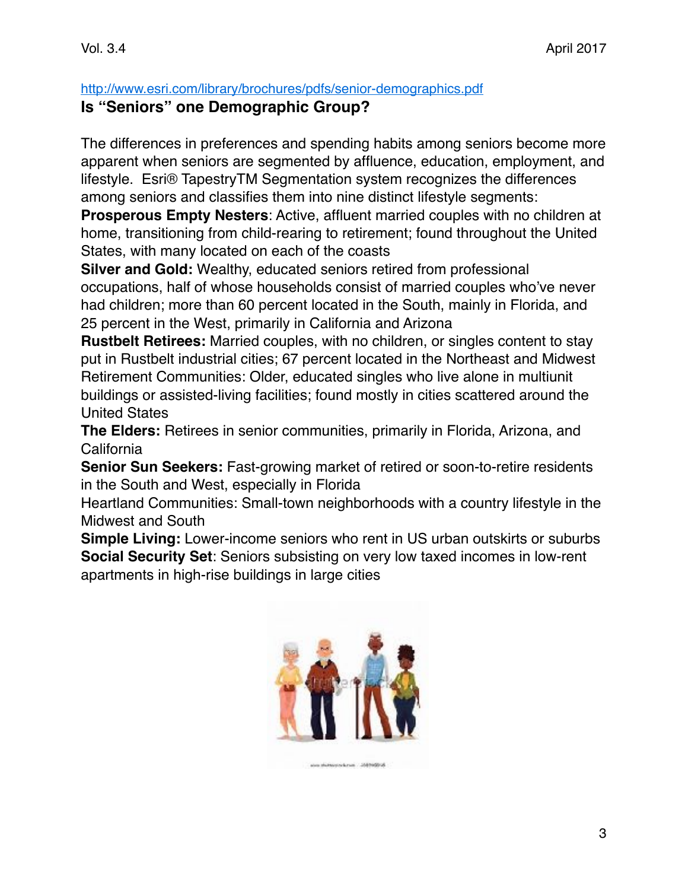http://www.esri.com/library/brochures/pdfs/senior-demographics.pdf

## Is “Seniors” one Demographic Group?

The differences in preferences and spending habits among seniors become more apparent when seniors are segmented by affluence, education, employment, and lifestyle. Esri® TapestryTM Segmentation system recognizes the differences among seniors and classifies them into nine distinct lifestyle segments:

**Prosperous Empty Nesters**: Active, affluent married couples with no children at home, transitioning from child-rearing to retirement; found throughout the United States, with many located on each of the coasts

**Silver and Gold:** Wealthy, educated seniors retired from professional occupations, half of whose households consist of married couples who’ve never had children; more than 60 percent located in the South, mainly in Florida, and 25 percent in the West, primarily in California and Arizona

**Rustbelt Retirees:** Married couples, with no children, or singles content to stay put in Rustbelt industrial cities; 67 percent located in the Northeast and Midwest

Retirement Communities: Older, educated singles who live alone in multiunit buildings or assisted-living facilities; found mostly in cities scattered around the United States

**The Elders:** Retirees in senior communities, primarily in Florida, Arizona, and California

**Senior Sun Seekers:** Fast-growing market of retired or soon-to-retire residents in the South and West, especially in Florida

Heartland Communities: Small-town neighborhoods with a country lifestyle in the Midwest and South

**Simple Living:** Lower-income seniors who rent in US urban outskirts or suburbs

**Social Security Set**: Seniors subsisting on very low taxed incomes in low-rent apartments in high-rise buildings in large cities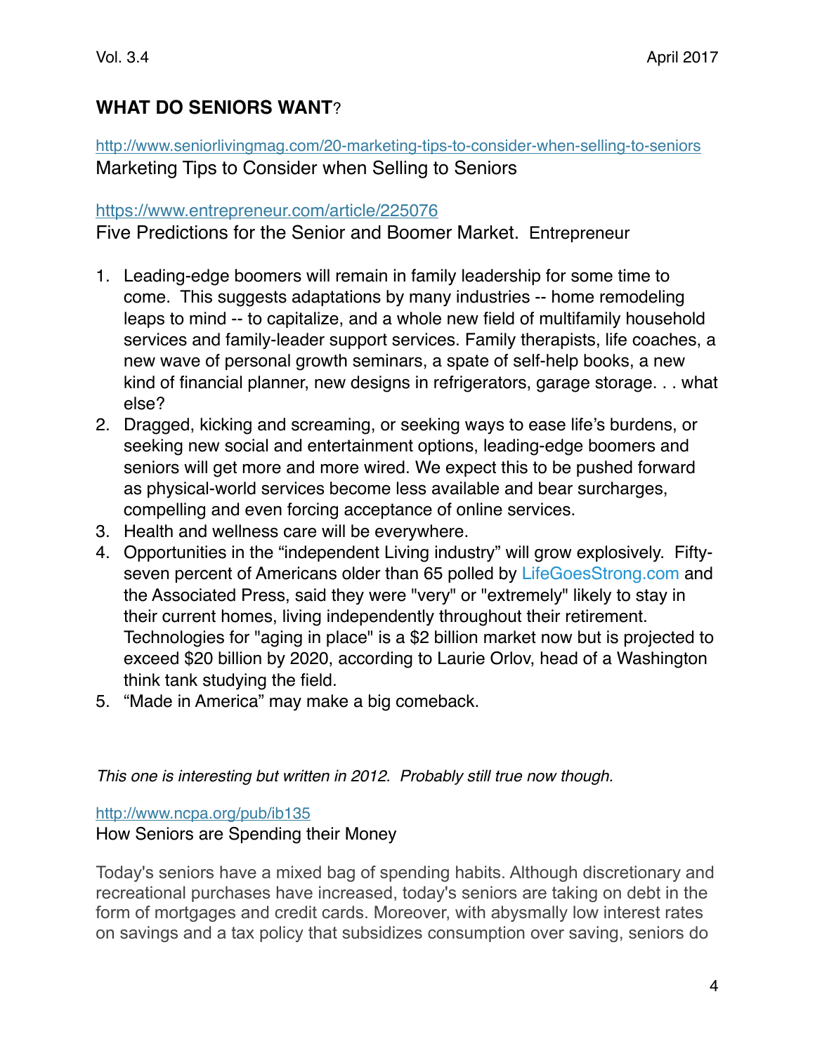## **WHAT DO SENIORS WANT**?

http://www.seniorlivingmag.com/20-marketing-tips-to-consider-when-selling-to-seniors
Marketing Tips to Consider when Selling to Seniors

https://www.entrepreneur.com/article/225076
Five Predictions for the Senior and Boomer Market. Entrepreneur

1. Leading-edge boomers will remain in family leadership for some time to come. This suggests adaptations by many industries -- home remodeling leaps to mind -- to capitalize, and a whole new field of multifamily household services and family-leader support services. Family therapists, life coaches, a new wave of personal growth seminars, a spate of self-help books, a new kind of financial planner, new designs in refrigerators, garage storage. . . what else?
2. Dragged, kicking and screaming, or seeking ways to ease life's burdens, or seeking new social and entertainment options, leading-edge boomers and seniors will get more and more wired. We expect this to be pushed forward as physical-world services become less available and bear surcharges, compelling and even forcing acceptance of online services.
3. Health and wellness care will be everywhere.
4. Opportunities in the "independent Living industry" will grow explosively. Fifty-seven percent of Americans older than 65 polled by LifeGoesStrong.com and the Associated Press, said they were "very" or "extremely" likely to stay in their current homes, living independently throughout their retirement. Technologies for "aging in place" is a $2 billion market now but is projected to exceed $20 billion by 2020, according to Laurie Orlov, head of a Washington think tank studying the field.
5. "Made in America" may make a big comeback.

*This one is interesting but written in 2012. Probably still true now though.*

http://www.ncpa.org/pub/ib135
How Seniors are Spending their Money

Today's seniors have a mixed bag of spending habits. Although discretionary and recreational purchases have increased, today's seniors are taking on debt in the form of mortgages and credit cards. Moreover, with abysmally low interest rates on savings and a tax policy that subsidizes consumption over saving, seniors do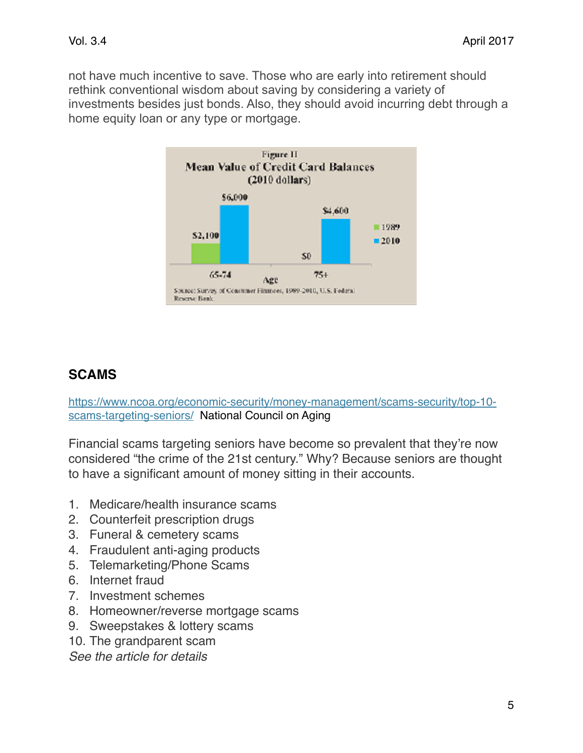not have much incentive to save. Those who are early into retirement should rethink conventional wisdom about saving by considering a variety of investments besides just bonds. Also, they should avoid incurring debt through a home equity loan or any type or mortgage.

Figure II

**Mean Value of Credit Card Balances (2010 dollars)**

| Age | 1989 | 2010 |
|---|---|---|
| 65-74 | $2,100 | $6,000 |
| 75+ | $0 | $4,600 |

Source: Survey of Consumer Finances, 1989-2010, U.S. Federal Reserve Bank.

## SCAMS

https://www.ncoa.org/economic-security/money-management/scams-security/top-10-scams-targeting-seniors/ National Council on Aging

Financial scams targeting seniors have become so prevalent that they're now considered "the crime of the 21st century." Why? Because seniors are thought to have a significant amount of money sitting in their accounts.

1. Medicare/health insurance scams
2. Counterfeit prescription drugs
3. Funeral & cemetery scams
4. Fraudulent anti-aging products
5. Telemarketing/Phone Scams
6. Internet fraud
7. Investment schemes
8. Homeowner/reverse mortgage scams
9. Sweepstakes & lottery scams
10. The grandparent scam

*See the article for details*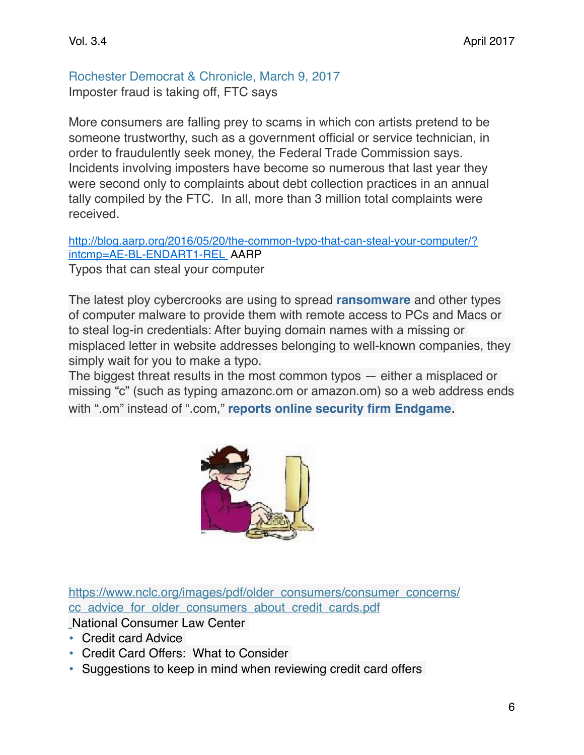Rochester Democrat & Chronicle, March 9, 2017

Imposter fraud is taking off, FTC says

More consumers are falling prey to scams in which con artists pretend to be someone trustworthy, such as a government official or service technician, in order to fraudulently seek money, the Federal Trade Commission says. Incidents involving imposters have become so numerous that last year they were second only to complaints about debt collection practices in an annual tally compiled by the FTC. In all, more than 3 million total complaints were received.

http://blog.aarp.org/2016/05/20/the-common-typo-that-can-steal-your-computer/?intcmp=AE-BL-ENDART1-REL AARP

Typos that can steal your computer

The latest ploy cybercrooks are using to spread **ransomware** and other types of computer malware to provide them with remote access to PCs and Macs or to steal log-in credentials: After buying domain names with a missing or misplaced letter in website addresses belonging to well-known companies, they simply wait for you to make a typo.

The biggest threat results in the most common typos — either a misplaced or missing "c" (such as typing amazonc.om or amazon.om) so a web address ends with ".om" instead of ".com," **reports online security firm Endgame**.

https://www.nclc.org/images/pdf/older_consumers/consumer_concerns/cc_advice_for_older_consumers_about_credit_cards.pdf

National Consumer Law Center

- Credit card Advice
- Credit Card Offers: What to Consider
- Suggestions to keep in mind when reviewing credit card offers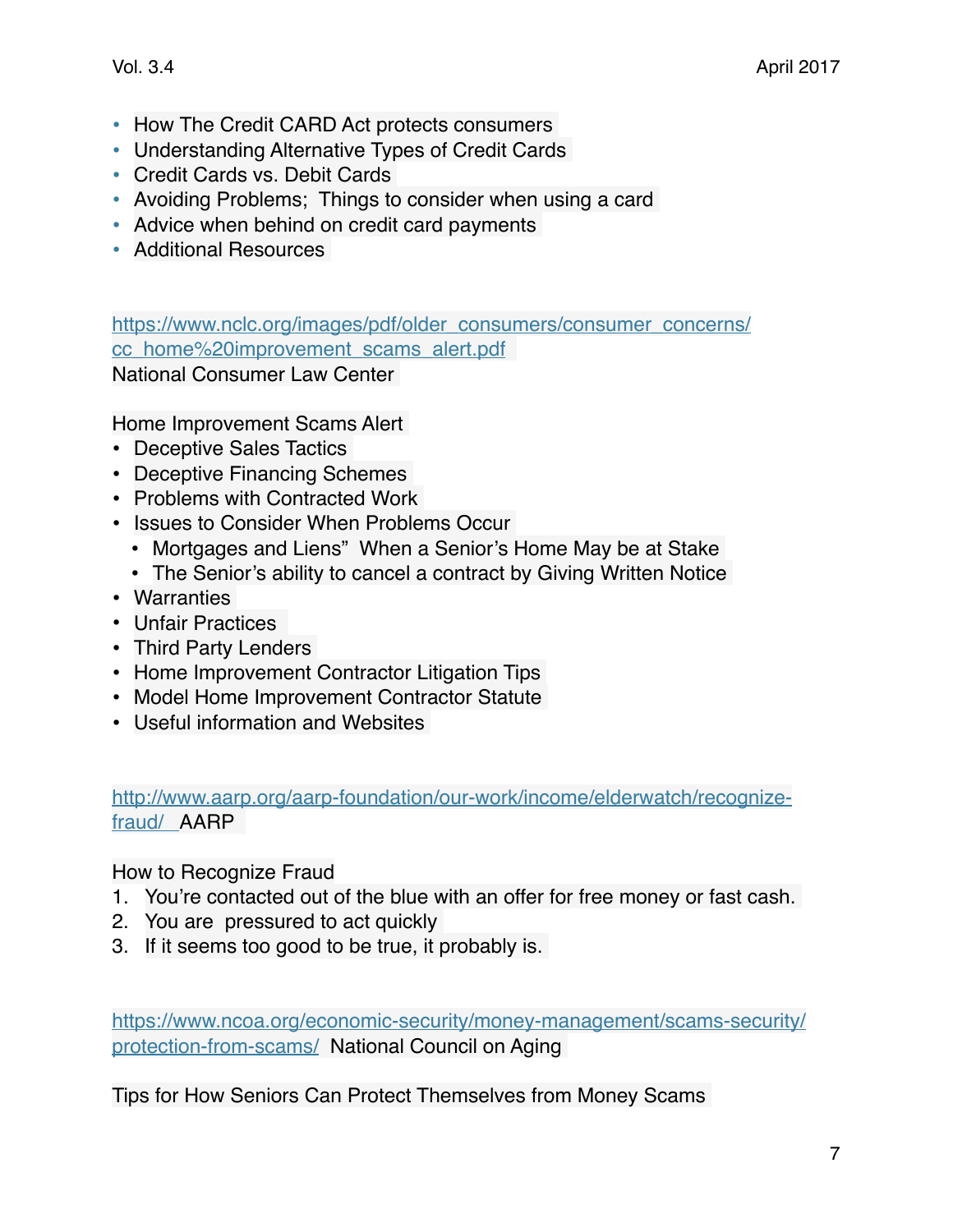- How The Credit CARD Act protects consumers
- Understanding Alternative Types of Credit Cards
- Credit Cards vs. Debit Cards
- Avoiding Problems; Things to consider when using a card
- Advice when behind on credit card payments
- Additional Resources

https://www.nclc.org/images/pdf/older_consumers/consumer_concerns/cc_home%20improvement_scams_alert.pdf
National Consumer Law Center

Home Improvement Scams Alert

- Deceptive Sales Tactics
- Deceptive Financing Schemes
- Problems with Contracted Work
- Issues to Consider When Problems Occur
  - Mortgages and Liens" When a Senior's Home May be at Stake
  - The Senior's ability to cancel a contract by Giving Written Notice
- Warranties
- Unfair Practices
- Third Party Lenders
- Home Improvement Contractor Litigation Tips
- Model Home Improvement Contractor Statute
- Useful information and Websites

http://www.aarp.org/aarp-foundation/our-work/income/elderwatch/recognize-fraud/ AARP

How to Recognize Fraud

1. You're contacted out of the blue with an offer for free money or fast cash.
2. You are pressured to act quickly
3. If it seems too good to be true, it probably is.

https://www.ncoa.org/economic-security/money-management/scams-security/protection-from-scams/ National Council on Aging

Tips for How Seniors Can Protect Themselves from Money Scams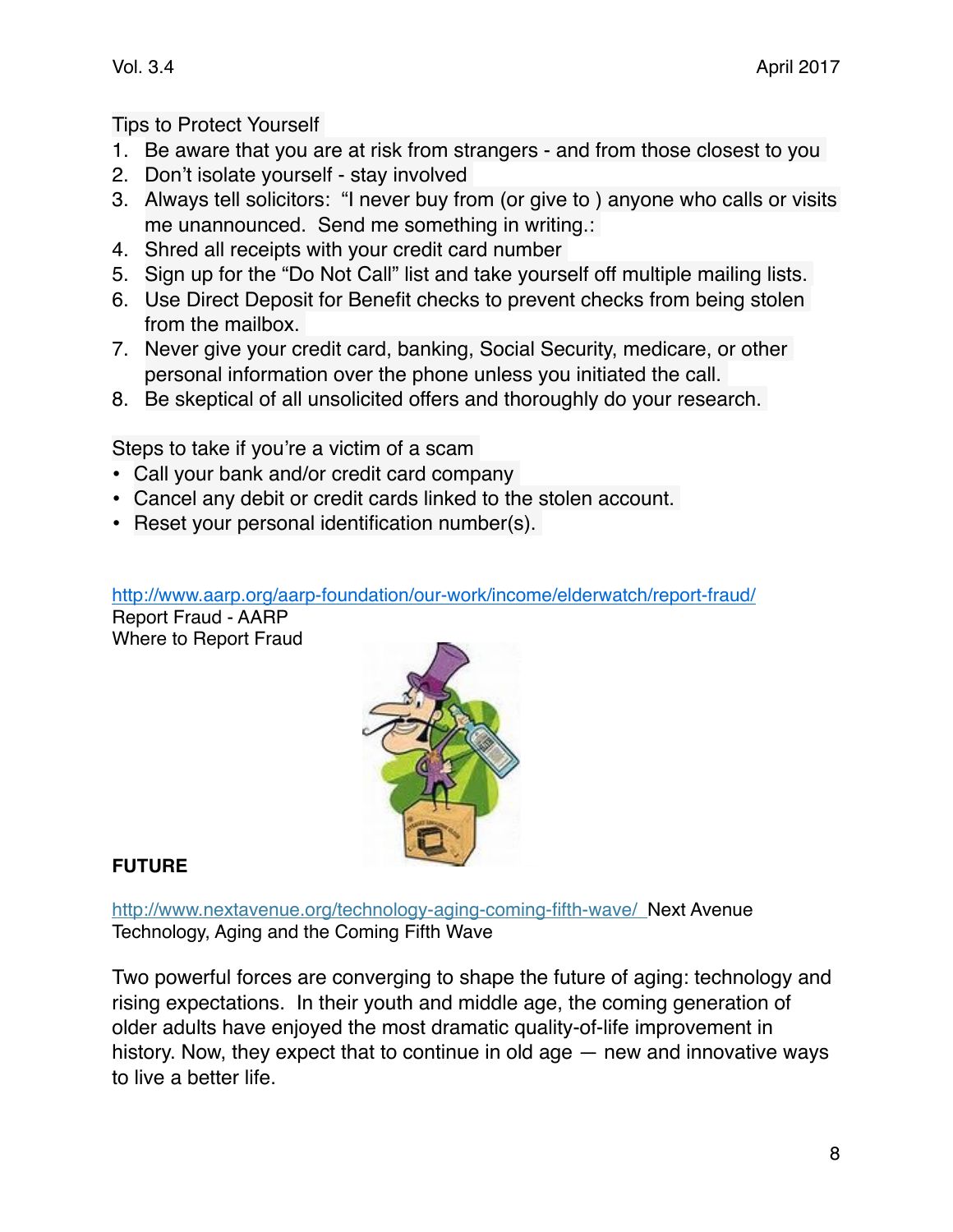Tips to Protect Yourself

1. Be aware that you are at risk from strangers - and from those closest to you
2. Don't isolate yourself - stay involved
3. Always tell solicitors: "I never buy from (or give to ) anyone who calls or visits me unannounced. Send me something in writing.:
4. Shred all receipts with your credit card number
5. Sign up for the "Do Not Call" list and take yourself off multiple mailing lists.
6. Use Direct Deposit for Benefit checks to prevent checks from being stolen from the mailbox.
7. Never give your credit card, banking, Social Security, medicare, or other personal information over the phone unless you initiated the call.
8. Be skeptical of all unsolicited offers and thoroughly do your research.

Steps to take if you're a victim of a scam

- Call your bank and/or credit card company
- Cancel any debit or credit cards linked to the stolen account.
- Reset your personal identification number(s).

http://www.aarp.org/aarp-foundation/our-work/income/elderwatch/report-fraud/
Report Fraud - AARP
Where to Report Fraud

**FUTURE**

http://www.nextavenue.org/technology-aging-coming-fifth-wave/ Next Avenue
Technology, Aging and the Coming Fifth Wave

Two powerful forces are converging to shape the future of aging: technology and rising expectations. In their youth and middle age, the coming generation of older adults have enjoyed the most dramatic quality-of-life improvement in history. Now, they expect that to continue in old age — new and innovative ways to live a better life.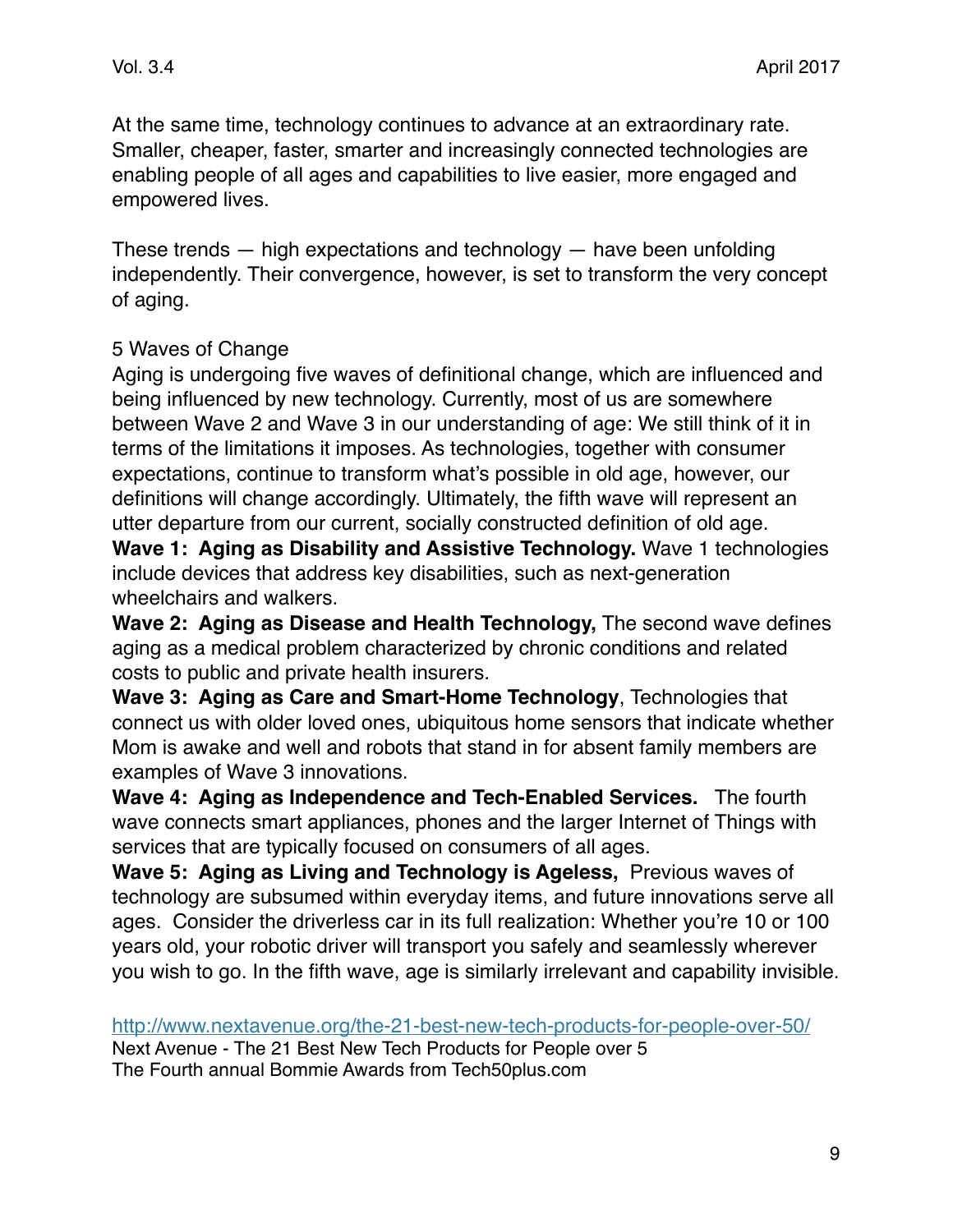At the same time, technology continues to advance at an extraordinary rate. Smaller, cheaper, faster, smarter and increasingly connected technologies are enabling people of all ages and capabilities to live easier, more engaged and empowered lives.

These trends — high expectations and technology — have been unfolding independently. Their convergence, however, is set to transform the very concept of aging.

5 Waves of Change

Aging is undergoing five waves of definitional change, which are influenced and being influenced by new technology. Currently, most of us are somewhere between Wave 2 and Wave 3 in our understanding of age: We still think of it in terms of the limitations it imposes. As technologies, together with consumer expectations, continue to transform what's possible in old age, however, our definitions will change accordingly. Ultimately, the fifth wave will represent an utter departure from our current, socially constructed definition of old age.

**Wave 1: Aging as Disability and Assistive Technology.** Wave 1 technologies include devices that address key disabilities, such as next-generation wheelchairs and walkers.

**Wave 2: Aging as Disease and Health Technology,** The second wave defines aging as a medical problem characterized by chronic conditions and related costs to public and private health insurers.

**Wave 3: Aging as Care and Smart-Home Technology**, Technologies that connect us with older loved ones, ubiquitous home sensors that indicate whether Mom is awake and well and robots that stand in for absent family members are examples of Wave 3 innovations.

**Wave 4: Aging as Independence and Tech-Enabled Services.** The fourth wave connects smart appliances, phones and the larger Internet of Things with services that are typically focused on consumers of all ages.

**Wave 5: Aging as Living and Technology is Ageless,** Previous waves of technology are subsumed within everyday items, and future innovations serve all ages. Consider the driverless car in its full realization: Whether you're 10 or 100 years old, your robotic driver will transport you safely and seamlessly wherever you wish to go. In the fifth wave, age is similarly irrelevant and capability invisible.

http://www.nextavenue.org/the-21-best-new-tech-products-for-people-over-50/
Next Avenue - The 21 Best New Tech Products for People over 5
The Fourth annual Bommie Awards from Tech50plus.com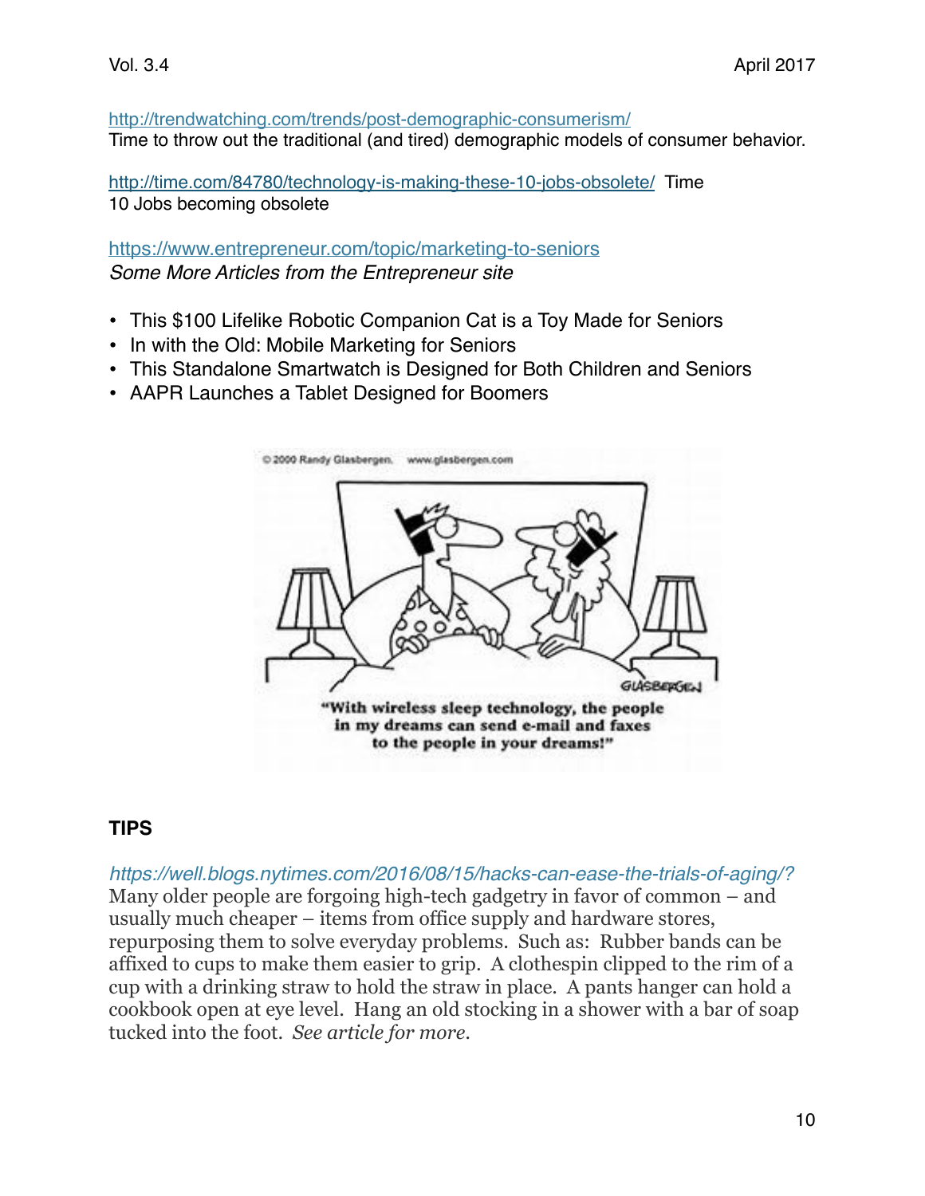http://trendwatching.com/trends/post-demographic-consumerism/
Time to throw out the traditional (and tired) demographic models of consumer behavior.

http://time.com/84780/technology-is-making-these-10-jobs-obsolete/ Time
10 Jobs becoming obsolete

https://www.entrepreneur.com/topic/marketing-to-seniors
*Some More Articles from the Entrepreneur site*

- This $100 Lifelike Robotic Companion Cat is a Toy Made for Seniors
- In with the Old: Mobile Marketing for Seniors
- This Standalone Smartwatch is Designed for Both Children and Seniors
- AAPR Launches a Tablet Designed for Boomers

"With wireless sleep technology, the people in my dreams can send e-mail and faxes to the people in your dreams!"

## TIPS

*https://well.blogs.nytimes.com/2016/08/15/hacks-can-ease-the-trials-of-aging/?*
Many older people are forgoing high-tech gadgetry in favor of common – and usually much cheaper – items from office supply and hardware stores, repurposing them to solve everyday problems. Such as: Rubber bands can be affixed to cups to make them easier to grip. A clothespin clipped to the rim of a cup with a drinking straw to hold the straw in place. A pants hanger can hold a cookbook open at eye level. Hang an old stocking in a shower with a bar of soap tucked into the foot. *See article for more.*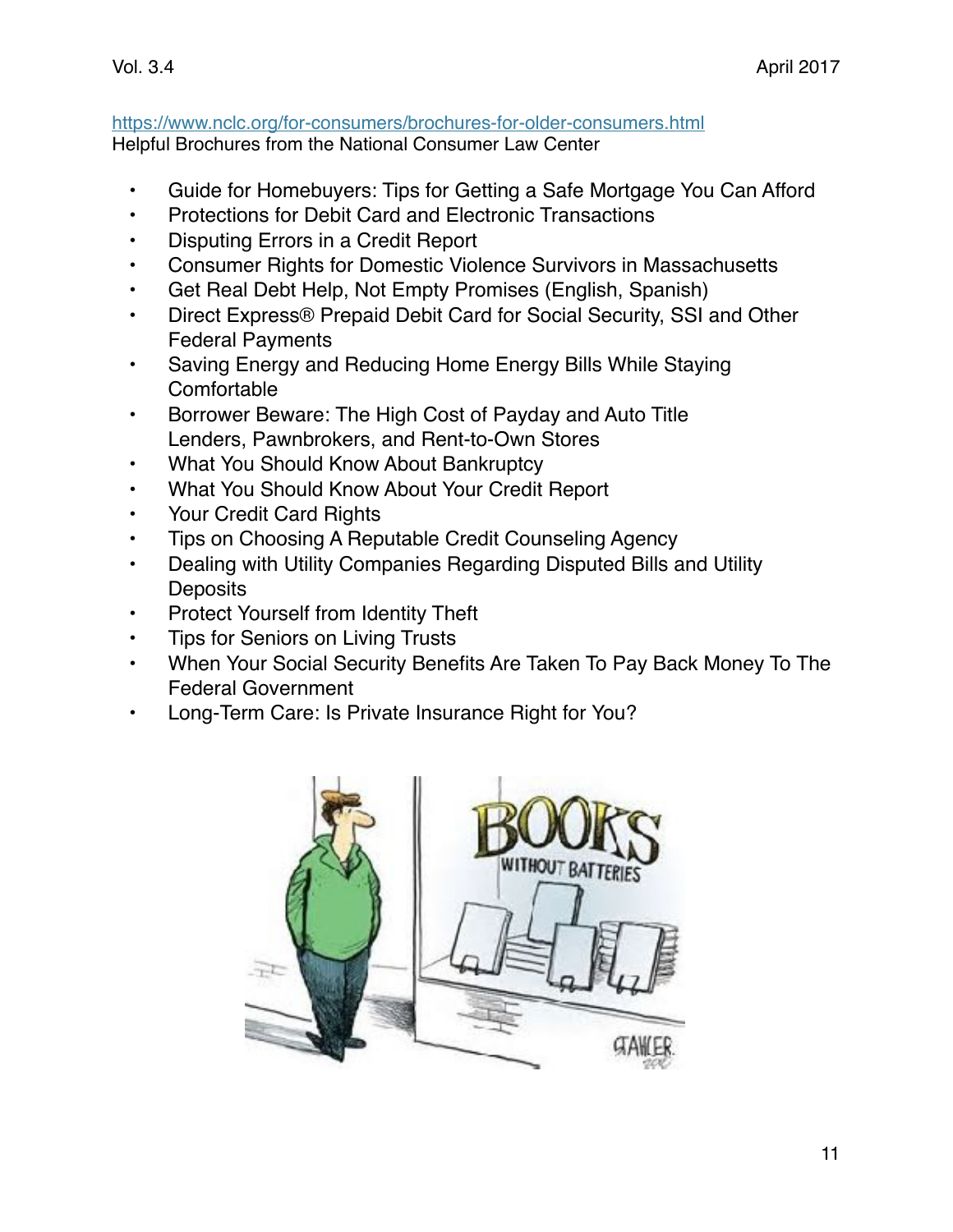https://www.nclc.org/for-consumers/brochures-for-older-consumers.html
Helpful Brochures from the National Consumer Law Center

- Guide for Homebuyers: Tips for Getting a Safe Mortgage You Can Afford
- Protections for Debit Card and Electronic Transactions
- Disputing Errors in a Credit Report
- Consumer Rights for Domestic Violence Survivors in Massachusetts
- Get Real Debt Help, Not Empty Promises (English, Spanish)
- Direct Express® Prepaid Debit Card for Social Security, SSI and Other Federal Payments
- Saving Energy and Reducing Home Energy Bills While Staying Comfortable
- Borrower Beware: The High Cost of Payday and Auto Title Lenders, Pawnbrokers, and Rent-to-Own Stores
- What You Should Know About Bankruptcy
- What You Should Know About Your Credit Report
- Your Credit Card Rights
- Tips on Choosing A Reputable Credit Counseling Agency
- Dealing with Utility Companies Regarding Disputed Bills and Utility Deposits
- Protect Yourself from Identity Theft
- Tips for Seniors on Living Trusts
- When Your Social Security Benefits Are Taken To Pay Back Money To The Federal Government
- Long-Term Care: Is Private Insurance Right for You?